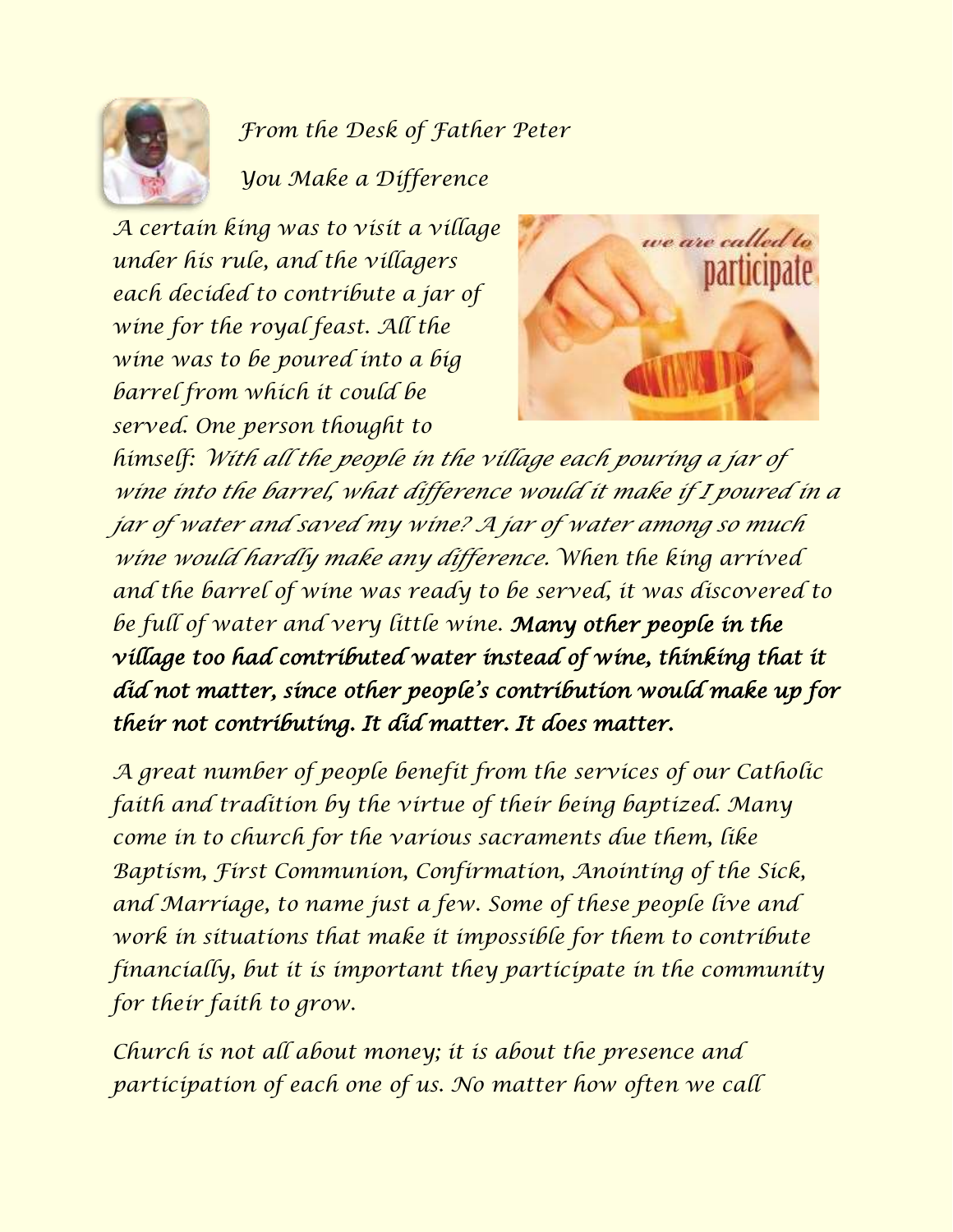*From the Desk of Father Peter*

## *You Make a Difference*

*A certain king was to visit a village under his rule, and the villagers each decided to contribute a jar of wine for the royal feast. All the wine was to be poured into a big barrel from which it could be served. One person thought to himself: With all the people in the village each pouring a jar of wine into the barrel, what difference would it make if I poured in a jar of water and saved my wine? A jar of water among so much wine would hardly make any difference. When the king arrived and the barrel of wine was ready to be served, it was discovered to be full of water and very little wine.* ***Many other people in the village too had contributed water instead of wine, thinking that it did not matter, since other people's contribution would make up for their not contributing. It did matter. It does matter.***

*A great number of people benefit from the services of our Catholic faith and tradition by the virtue of their being baptized. Many come in to church for the various sacraments due them, like Baptism, First Communion, Confirmation, Anointing of the Sick, and Marriage, to name just a few. Some of these people live and work in situations that make it impossible for them to contribute financially, but it is important they participate in the community for their faith to grow.*

*Church is not all about money; it is about the presence and participation of each one of us. No matter how often we call*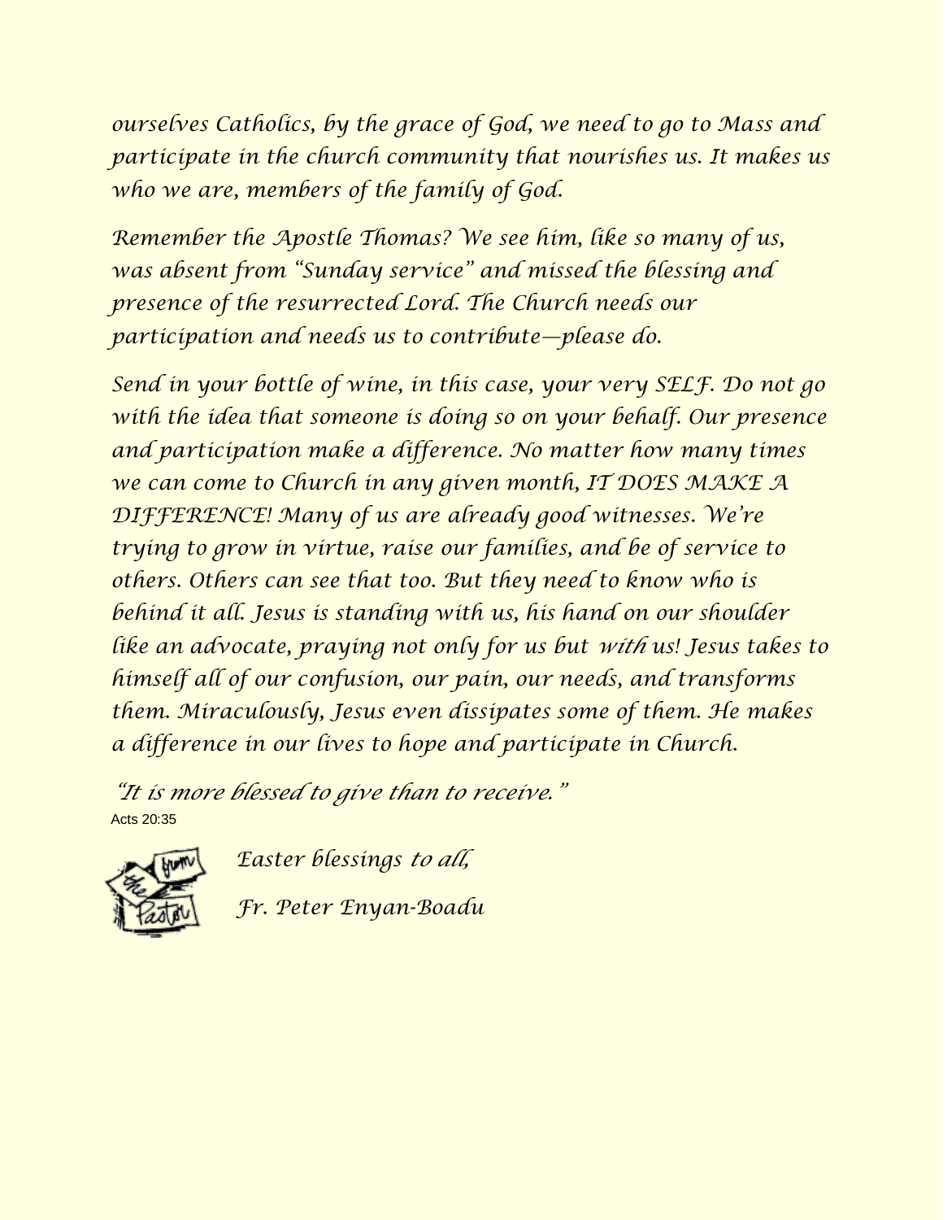*ourselves Catholics, by the grace of God, we need to go to Mass and participate in the church community that nourishes us. It makes us who we are, members of the family of God.*

*Remember the Apostle Thomas? We see him, like so many of us, was absent from "Sunday service" and missed the blessing and presence of the resurrected Lord. The Church needs our participation and needs us to contribute—please do.*

*Send in your bottle of wine, in this case, your very SELF. Do not go with the idea that someone is doing so on your behalf. Our presence and participation make a difference. No matter how many times we can come to Church in any given month, IT DOES MAKE A DIFFERENCE! Many of us are already good witnesses. We're trying to grow in virtue, raise our families, and be of service to others. Others can see that too. But they need to know who is behind it all. Jesus is standing with us, his hand on our shoulder like an advocate, praying not only for us but **with** us! Jesus takes to himself all of our confusion, our pain, our needs, and transforms them. Miraculously, Jesus even dissipates some of them. He makes a difference in our lives to hope and participate in Church.*

*"It is more blessed to give than to receive."*
Acts 20:35

*Easter blessings to all,*

*Fr. Peter Enyan-Boadu*